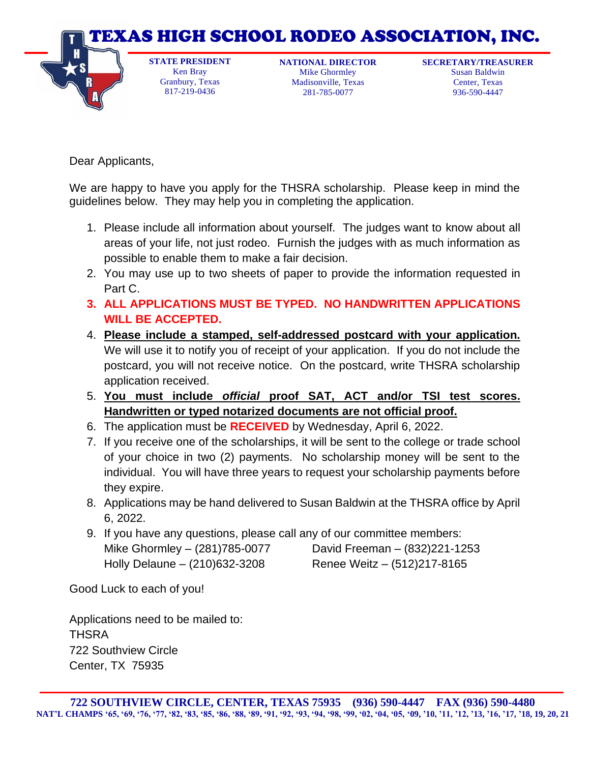# TEXAS HIGH SCHOOL RODEO ASSOCIATION, INC.

| STATE PRESIDENT | NATIONAL DIRECTOR | SECRETARY/TREASURER |
|---|---|---|
| Ken Bray | Mike Ghormley | Susan Baldwin |
| Granbury, Texas | Madisonville, Texas | Center, Texas |
| 817-219-0436 | 281-785-0077 | 936-590-4447 |

Dear Applicants,

We are happy to have you apply for the THSRA scholarship. Please keep in mind the guidelines below. They may help you in completing the application.

1. Please include all information about yourself. The judges want to know about all areas of your life, not just rodeo. Furnish the judges with as much information as possible to enable them to make a fair decision.
2. You may use up to two sheets of paper to provide the information requested in Part C.
3. **ALL APPLICATIONS MUST BE TYPED. NO HANDWRITTEN APPLICATIONS WILL BE ACCEPTED.**
4. **Please include a stamped, self-addressed postcard with your application.** We will use it to notify you of receipt of your application. If you do not include the postcard, you will not receive notice. On the postcard, write THSRA scholarship application received.
5. **You must include *official* proof SAT, ACT and/or TSI test scores. Handwritten or typed notarized documents are not official proof.**
6. The application must be **RECEIVED** by Wednesday, April 6, 2022.
7. If you receive one of the scholarships, it will be sent to the college or trade school of your choice in two (2) payments. No scholarship money will be sent to the individual. You will have three years to request your scholarship payments before they expire.
8. Applications may be hand delivered to Susan Baldwin at the THSRA office by April 6, 2022.
9. If you have any questions, please call any of our committee members:
   Mike Ghormley – (281)785-0077    David Freeman – (832)221-1253
   Holly Delaune – (210)632-3208    Renee Weitz – (512)217-8165

Good Luck to each of you!

Applications need to be mailed to:
THSRA
722 Southview Circle
Center, TX 75935

**722 SOUTHVIEW CIRCLE, CENTER, TEXAS 75935 (936) 590-4447 FAX (936) 590-4480**
**NAT'L CHAMPS '65, '69, '76, '77, '82, '83, '85, '86, '88, '89, '91, '92, '93, '94, '98, '99, '02, '04, '05, '09, '10, '11, '12, '13, '16, '17, '18, 19, 20, 21**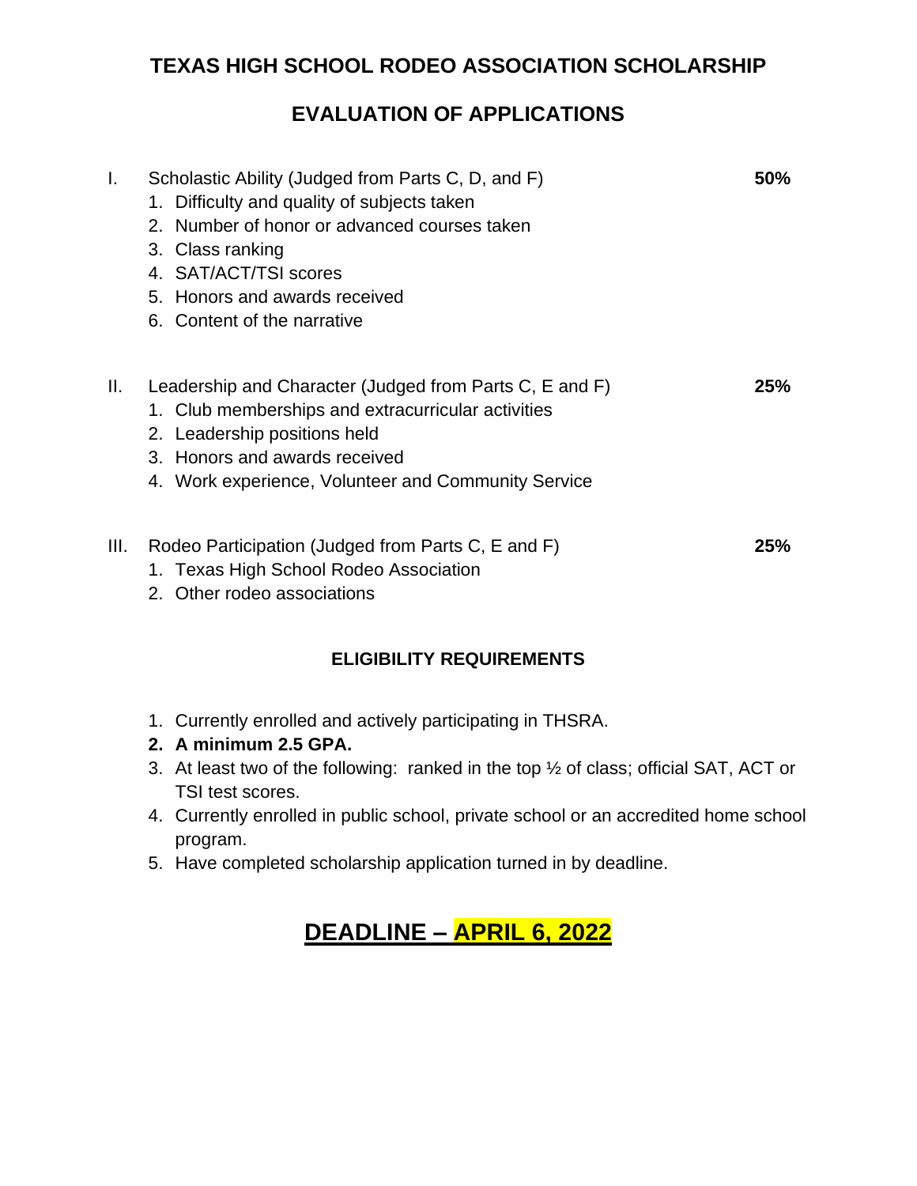## TEXAS HIGH SCHOOL RODEO ASSOCIATION SCHOLARSHIP

## EVALUATION OF APPLICATIONS

I. Scholastic Ability (Judged from Parts C, D, and F) **50%**
   1. Difficulty and quality of subjects taken
   2. Number of honor or advanced courses taken
   3. Class ranking
   4. SAT/ACT/TSI scores
   5. Honors and awards received
   6. Content of the narrative

II. Leadership and Character (Judged from Parts C, E and F) **25%**
   1. Club memberships and extracurricular activities
   2. Leadership positions held
   3. Honors and awards received
   4. Work experience, Volunteer and Community Service

III. Rodeo Participation (Judged from Parts C, E and F) **25%**
   1. Texas High School Rodeo Association
   2. Other rodeo associations

### ELIGIBILITY REQUIREMENTS

1. Currently enrolled and actively participating in THSRA.
2. **A minimum 2.5 GPA.**
3. At least two of the following: ranked in the top ½ of class; official SAT, ACT or TSI test scores.
4. Currently enrolled in public school, private school or an accredited home school program.
5. Have completed scholarship application turned in by deadline.

# DEADLINE – APRIL 6, 2022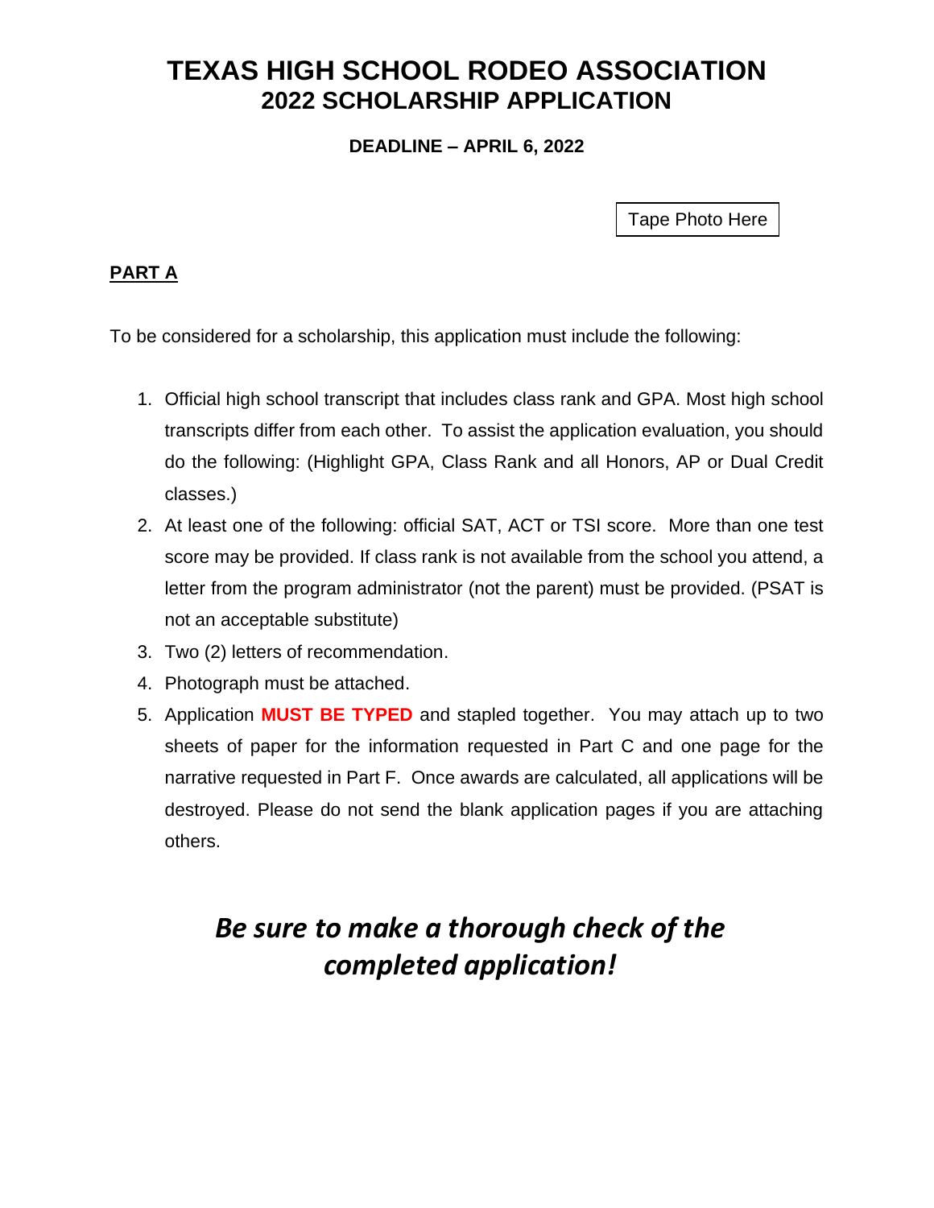# TEXAS HIGH SCHOOL RODEO ASSOCIATION
## 2022 SCHOLARSHIP APPLICATION

**DEADLINE – APRIL 6, 2022**

Tape Photo Here

**PART A**

To be considered for a scholarship, this application must include the following:

1. Official high school transcript that includes class rank and GPA. Most high school transcripts differ from each other. To assist the application evaluation, you should do the following: (Highlight GPA, Class Rank and all Honors, AP or Dual Credit classes.)
2. At least one of the following: official SAT, ACT or TSI score. More than one test score may be provided. If class rank is not available from the school you attend, a letter from the program administrator (not the parent) must be provided. (PSAT is not an acceptable substitute)
3. Two (2) letters of recommendation.
4. Photograph must be attached.
5. Application **MUST BE TYPED** and stapled together. You may attach up to two sheets of paper for the information requested in Part C and one page for the narrative requested in Part F. Once awards are calculated, all applications will be destroyed. Please do not send the blank application pages if you are attaching others.

***Be sure to make a thorough check of the completed application!***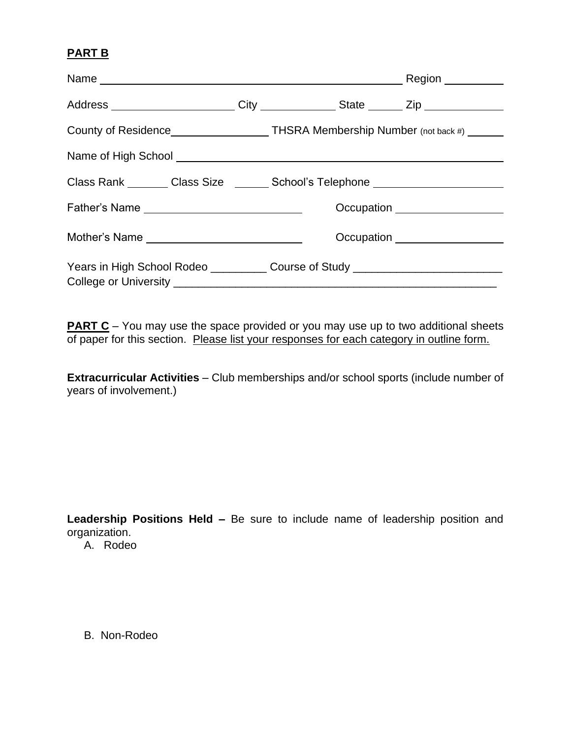**PART B**

Name ______________________________________________ Region __________

Address ____________________ City _____________ State ______ Zip _____________

County of Residence________________ THSRA Membership Number (not back #) ______

Name of High School ________________________________________________________

Class Rank _______ Class Size ______ School's Telephone _____________________

Father's Name __________________________ Occupation _________________

Mother's Name __________________________ Occupation _________________

Years in High School Rodeo _________ Course of Study _______________________
College or University ______________________________________________________

**PART C** – You may use the space provided or you may use up to two additional sheets of paper for this section. Please list your responses for each category in outline form.

**Extracurricular Activities** – Club memberships and/or school sports (include number of years of involvement.)

**Leadership Positions Held –** Be sure to include name of leadership position and organization.

A. Rodeo

B. Non-Rodeo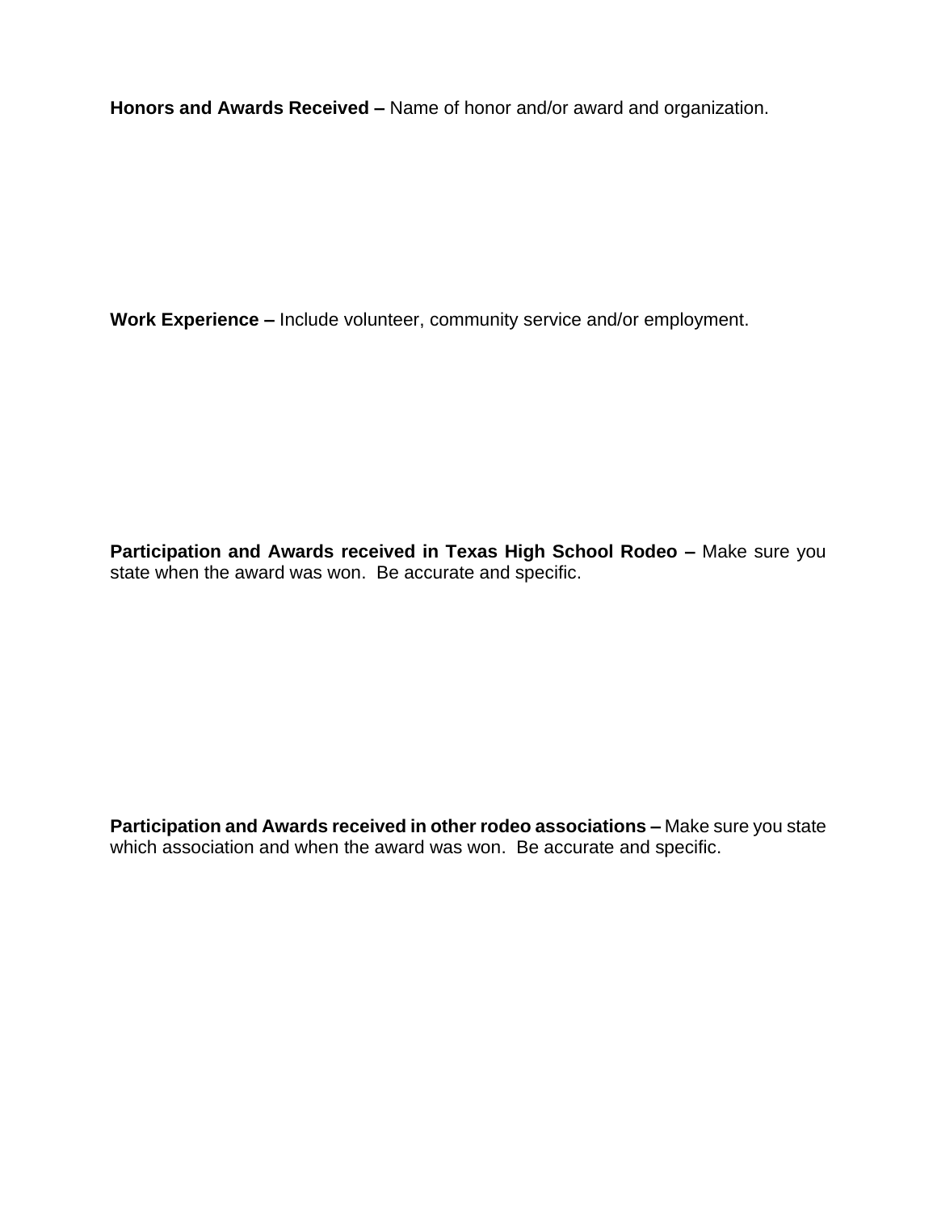**Honors and Awards Received –** Name of honor and/or award and organization.

**Work Experience –** Include volunteer, community service and/or employment.

**Participation and Awards received in Texas High School Rodeo –** Make sure you state when the award was won. Be accurate and specific.

**Participation and Awards received in other rodeo associations –** Make sure you state which association and when the award was won. Be accurate and specific.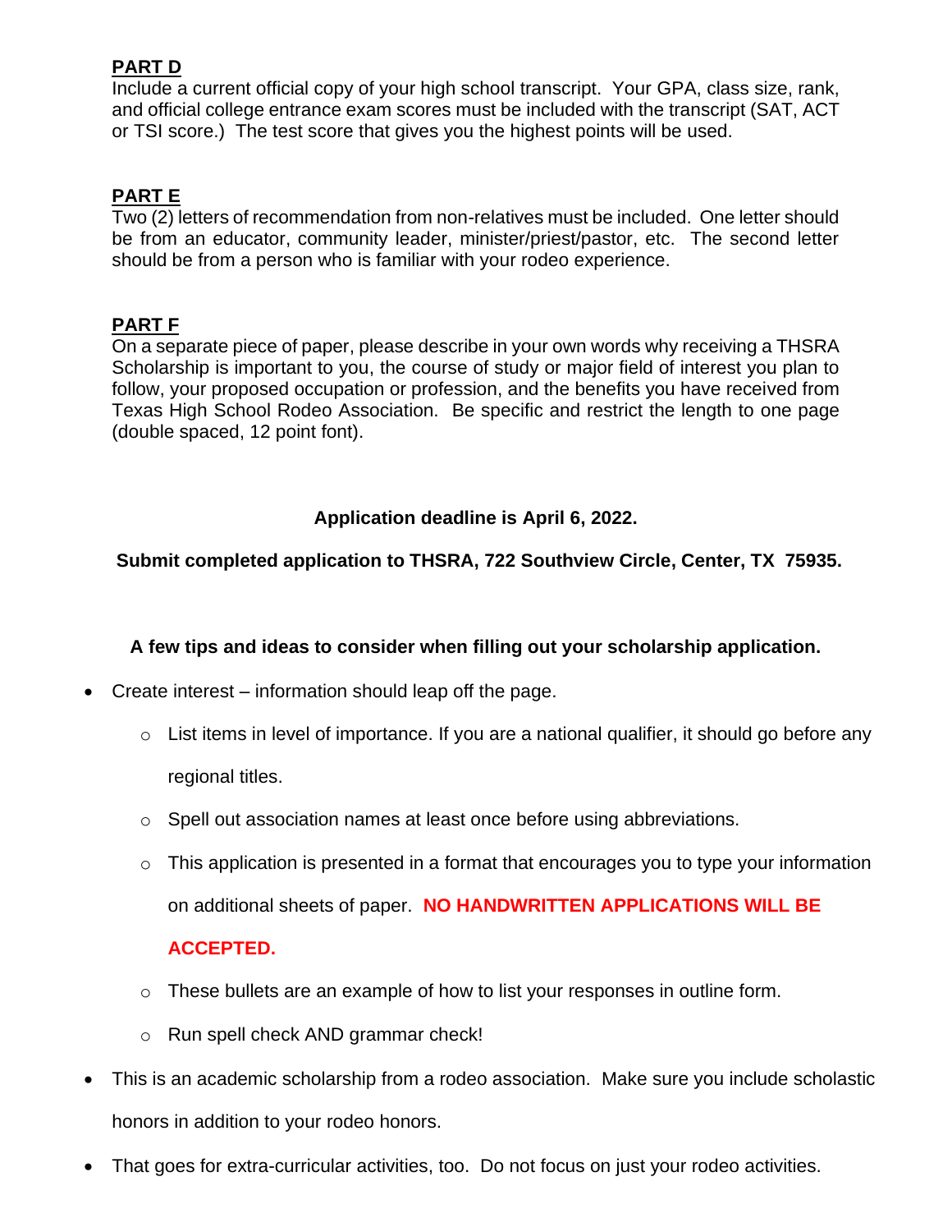## PART D

Include a current official copy of your high school transcript. Your GPA, class size, rank, and official college entrance exam scores must be included with the transcript (SAT, ACT or TSI score.) The test score that gives you the highest points will be used.

## PART E

Two (2) letters of recommendation from non-relatives must be included. One letter should be from an educator, community leader, minister/priest/pastor, etc. The second letter should be from a person who is familiar with your rodeo experience.

## PART F

On a separate piece of paper, please describe in your own words why receiving a THSRA Scholarship is important to you, the course of study or major field of interest you plan to follow, your proposed occupation or profession, and the benefits you have received from Texas High School Rodeo Association. Be specific and restrict the length to one page (double spaced, 12 point font).

**Application deadline is April 6, 2022.**

**Submit completed application to THSRA, 722 Southview Circle, Center, TX 75935.**

**A few tips and ideas to consider when filling out your scholarship application.**

- Create interest – information should leap off the page.
  - List items in level of importance. If you are a national qualifier, it should go before any regional titles.
  - Spell out association names at least once before using abbreviations.
  - This application is presented in a format that encourages you to type your information on additional sheets of paper. **NO HANDWRITTEN APPLICATIONS WILL BE ACCEPTED.**
  - These bullets are an example of how to list your responses in outline form.
  - Run spell check AND grammar check!
- This is an academic scholarship from a rodeo association. Make sure you include scholastic honors in addition to your rodeo honors.
- That goes for extra-curricular activities, too. Do not focus on just your rodeo activities.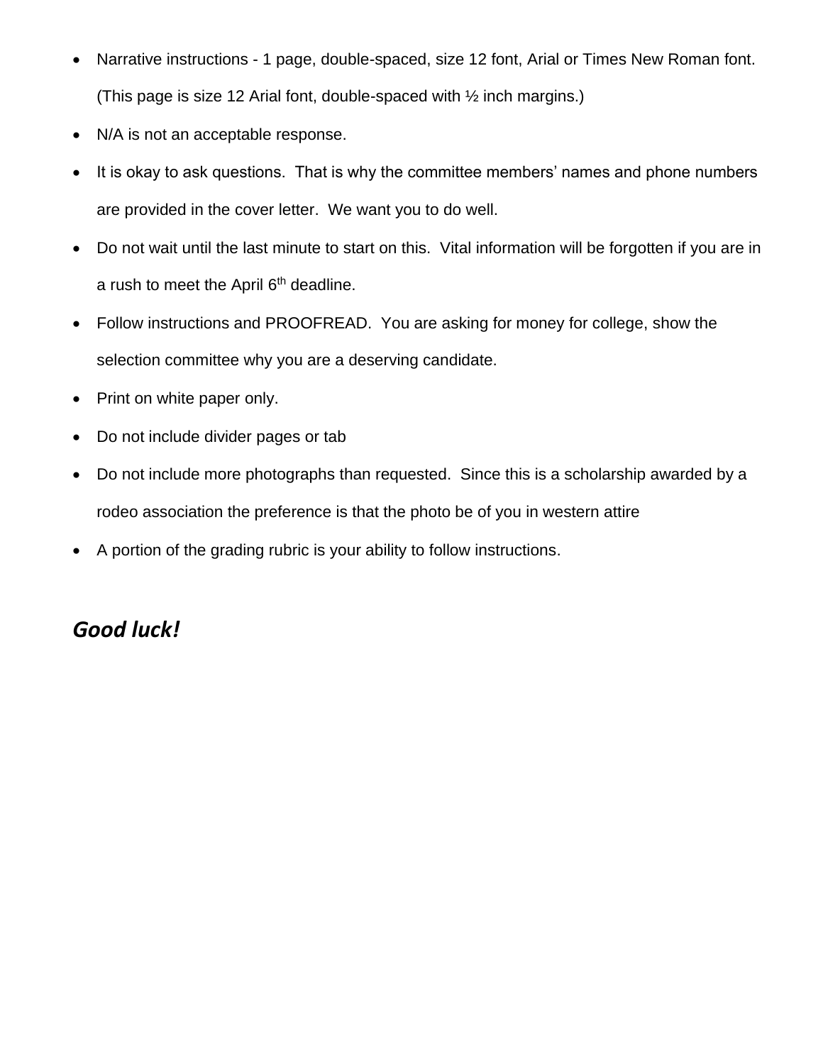- Narrative instructions - 1 page, double-spaced, size 12 font, Arial or Times New Roman font. (This page is size 12 Arial font, double-spaced with ½ inch margins.)
- N/A is not an acceptable response.
- It is okay to ask questions. That is why the committee members' names and phone numbers are provided in the cover letter. We want you to do well.
- Do not wait until the last minute to start on this. Vital information will be forgotten if you are in a rush to meet the April 6th deadline.
- Follow instructions and PROOFREAD. You are asking for money for college, show the selection committee why you are a deserving candidate.
- Print on white paper only.
- Do not include divider pages or tab
- Do not include more photographs than requested. Since this is a scholarship awarded by a rodeo association the preference is that the photo be of you in western attire
- A portion of the grading rubric is your ability to follow instructions.

***Good luck!***